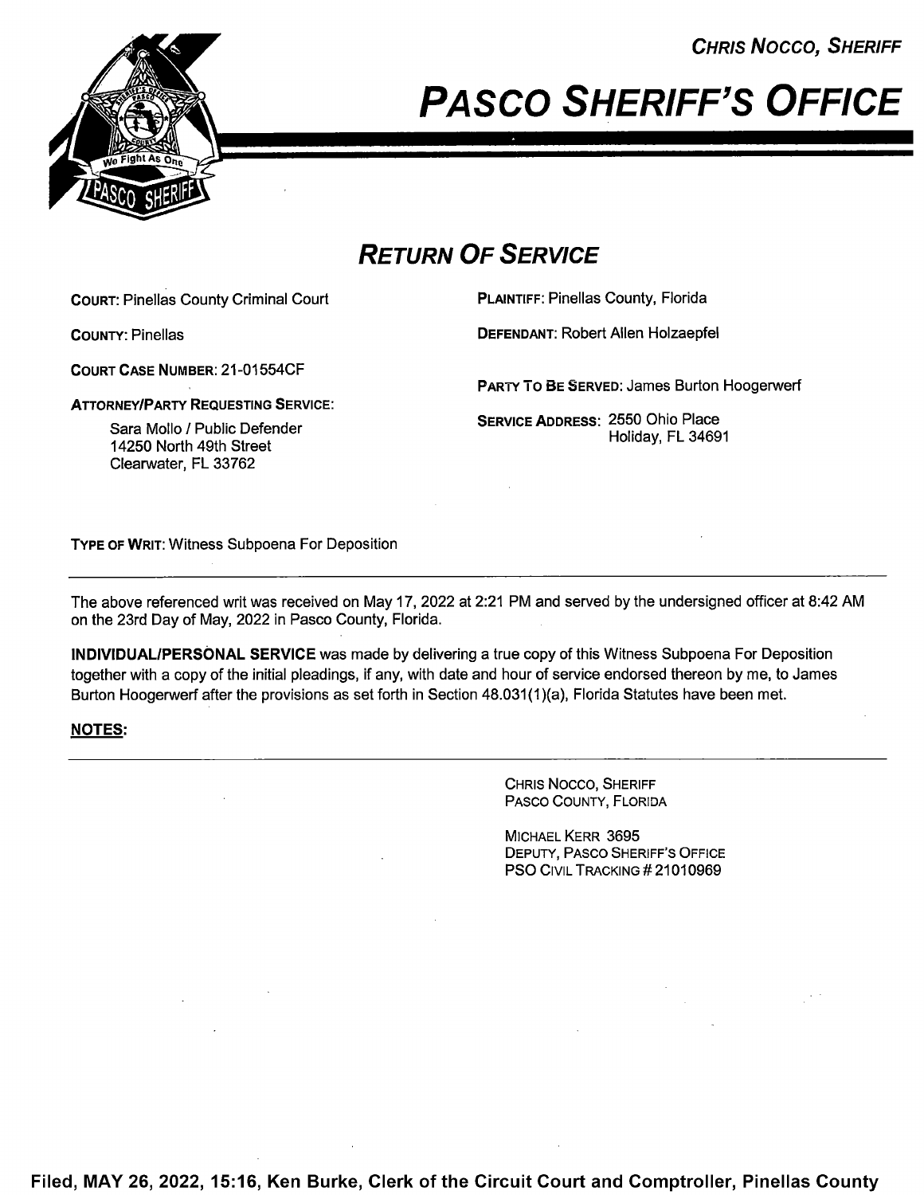**CHRIS NOCCO, SHERIFF**

# PASCO SHERIFF'S OFFICE

## RETURN OF SERVICE

**COURT:** Pinellas County Criminal Court

**COUNTY:** Pinellas

**COURT CASE NUMBER:** 21-01554CF

**ATTORNEY/PARTY REQUESTING SERVICE:**

Sara Mollo / Public Defender
14250 North 49th Street
Clearwater, FL 33762

**PLAINTIFF:** Pinellas County, Florida

**DEFENDANT:** Robert Allen Holzaepfel

**PARTY TO BE SERVED:** James Burton Hoogerwerf

**SERVICE ADDRESS:** 2550 Ohio Place
Holiday, FL 34691

**TYPE OF WRIT:** Witness Subpoena For Deposition

---

The above referenced writ was received on May 17, 2022 at 2:21 PM and served by the undersigned officer at 8:42 AM on the 23rd Day of May, 2022 in Pasco County, Florida.

**INDIVIDUAL/PERSONAL SERVICE** was made by delivering a true copy of this Witness Subpoena For Deposition together with a copy of the initial pleadings, if any, with date and hour of service endorsed thereon by me, to James Burton Hoogerwerf after the provisions as set forth in Section 48.031(1)(a), Florida Statutes have been met.

**NOTES:**

---

CHRIS NOCCO, SHERIFF
PASCO COUNTY, FLORIDA

MICHAEL KERR 3695
DEPUTY, PASCO SHERIFF'S OFFICE
PSO CIVIL TRACKING # 21010969

**Filed, MAY 26, 2022, 15:16, Ken Burke, Clerk of the Circuit Court and Comptroller, Pinellas County**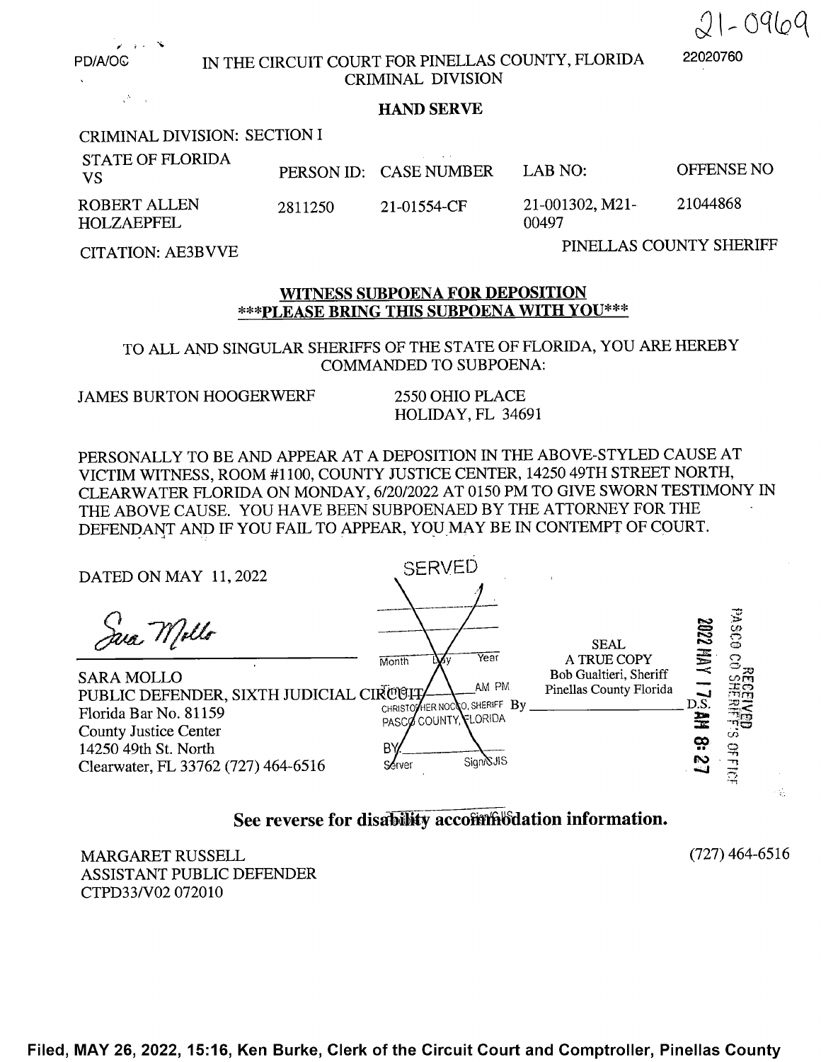21-0969

PD/A/OC

22020760

IN THE CIRCUIT COURT FOR PINELLAS COUNTY, FLORIDA
CRIMINAL DIVISION

**HAND SERVE**

CRIMINAL DIVISION: SECTION I

| STATE OF FLORIDA VS | PERSON ID: | CASE NUMBER | LAB NO: | OFFENSE NO |
|---|---|---|---|---|
| ROBERT ALLEN HOLZAEPFEL | 2811250 | 21-01554-CF | 21-001302, M21-00497 | 21044868 |

CITATION: AE3BVVE

PINELLAS COUNTY SHERIFF

**WITNESS SUBPOENA FOR DEPOSITION**
**\*\*\*PLEASE BRING THIS SUBPOENA WITH YOU\*\*\***

TO ALL AND SINGULAR SHERIFFS OF THE STATE OF FLORIDA, YOU ARE HEREBY COMMANDED TO SUBPOENA:

JAMES BURTON HOOGERWERF
2550 OHIO PLACE
HOLIDAY, FL 34691

PERSONALLY TO BE AND APPEAR AT A DEPOSITION IN THE ABOVE-STYLED CAUSE AT VICTIM WITNESS, ROOM #1100, COUNTY JUSTICE CENTER, 14250 49TH STREET NORTH, CLEARWATER FLORIDA ON MONDAY, 6/20/2022 AT 0150 PM TO GIVE SWORN TESTIMONY IN THE ABOVE CAUSE. YOU HAVE BEEN SUBPOENAED BY THE ATTORNEY FOR THE DEFENDANT AND IF YOU FAIL TO APPEAR, YOU MAY BE IN CONTEMPT OF COURT.

DATED ON MAY 11, 2022

SERVED

Month Day Year
Time AM PM
CHRISTOPHER NOCCO, SHERIFF
PASCO COUNTY, FLORIDA
BY
Server Sign/GJIS

SEAL
A TRUE COPY
Bob Gualtieri, Sheriff
Pinellas County Florida
By \_\_\_\_\_\_\_\_\_\_\_\_\_\_\_\_\_\_\_\_ D.S.

RECEIVED
PASCO CO SHERIFF'S OFFICE
2022 MAY 17 AM 8:27

*Sara Mollo*

SARA MOLLO
PUBLIC DEFENDER, SIXTH JUDICIAL CIRCUIT
Florida Bar No. 81159
County Justice Center
14250 49th St. North
Clearwater, FL 33762 (727) 464-6516

**See reverse for disability accommodation information.**

MARGARET RUSSELL
ASSISTANT PUBLIC DEFENDER
CTPD33/V02 072010

(727) 464-6516

Filed, MAY 26, 2022, 15:16, Ken Burke, Clerk of the Circuit Court and Comptroller, Pinellas County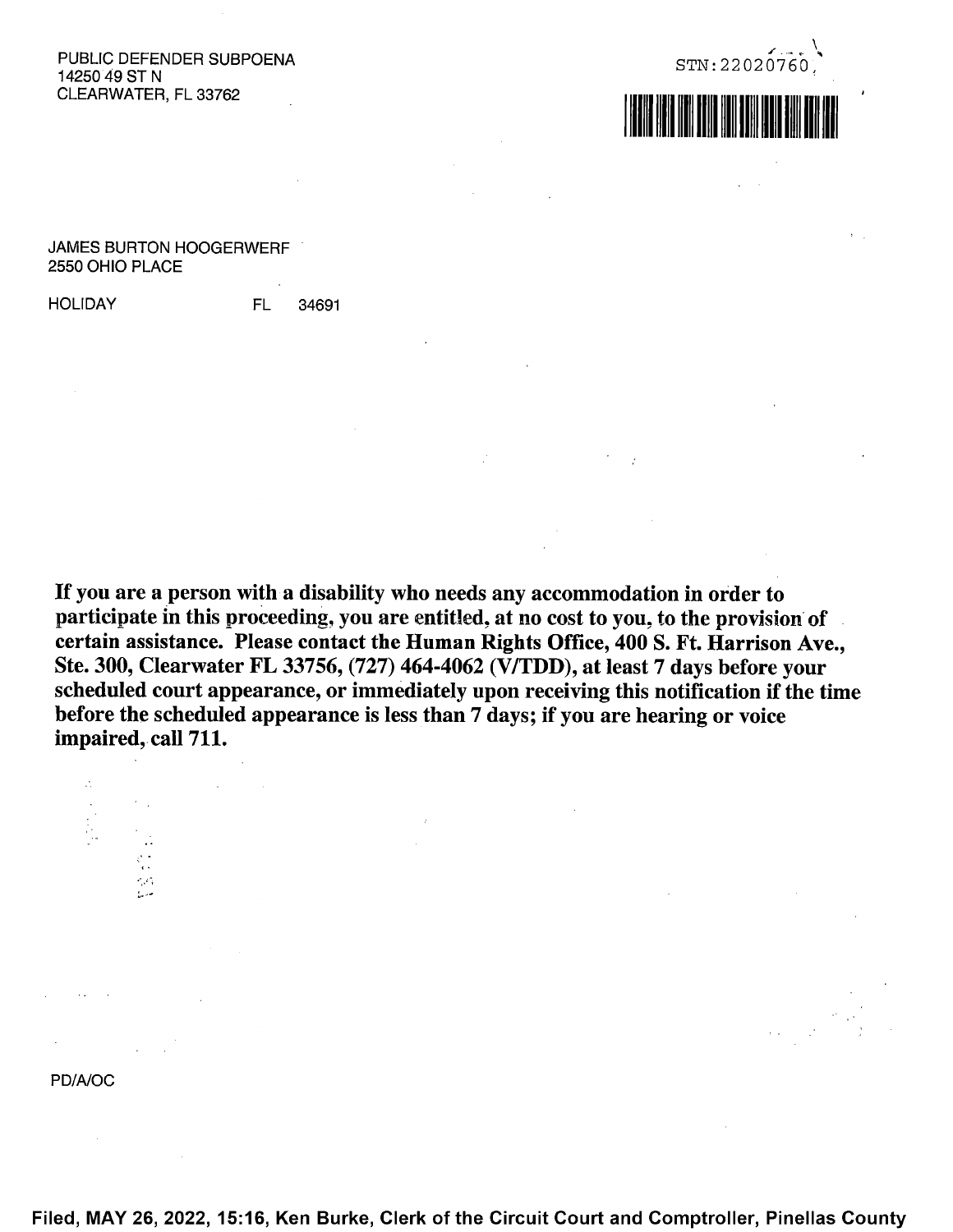PUBLIC DEFENDER SUBPOENA
14250 49 ST N
CLEARWATER, FL 33762

STN:22020760

JAMES BURTON HOOGERWERF
2550 OHIO PLACE

HOLIDAY FL 34691

**If you are a person with a disability who needs any accommodation in order to participate in this proceeding, you are entitled, at no cost to you, to the provision of certain assistance. Please contact the Human Rights Office, 400 S. Ft. Harrison Ave., Ste. 300, Clearwater FL 33756, (727) 464-4062 (V/TDD), at least 7 days before your scheduled court appearance, or immediately upon receiving this notification if the time before the scheduled appearance is less than 7 days; if you are hearing or voice impaired, call 711.**

PD/A/OC

**Filed, MAY 26, 2022, 15:16, Ken Burke, Clerk of the Circuit Court and Comptroller, Pinellas County**